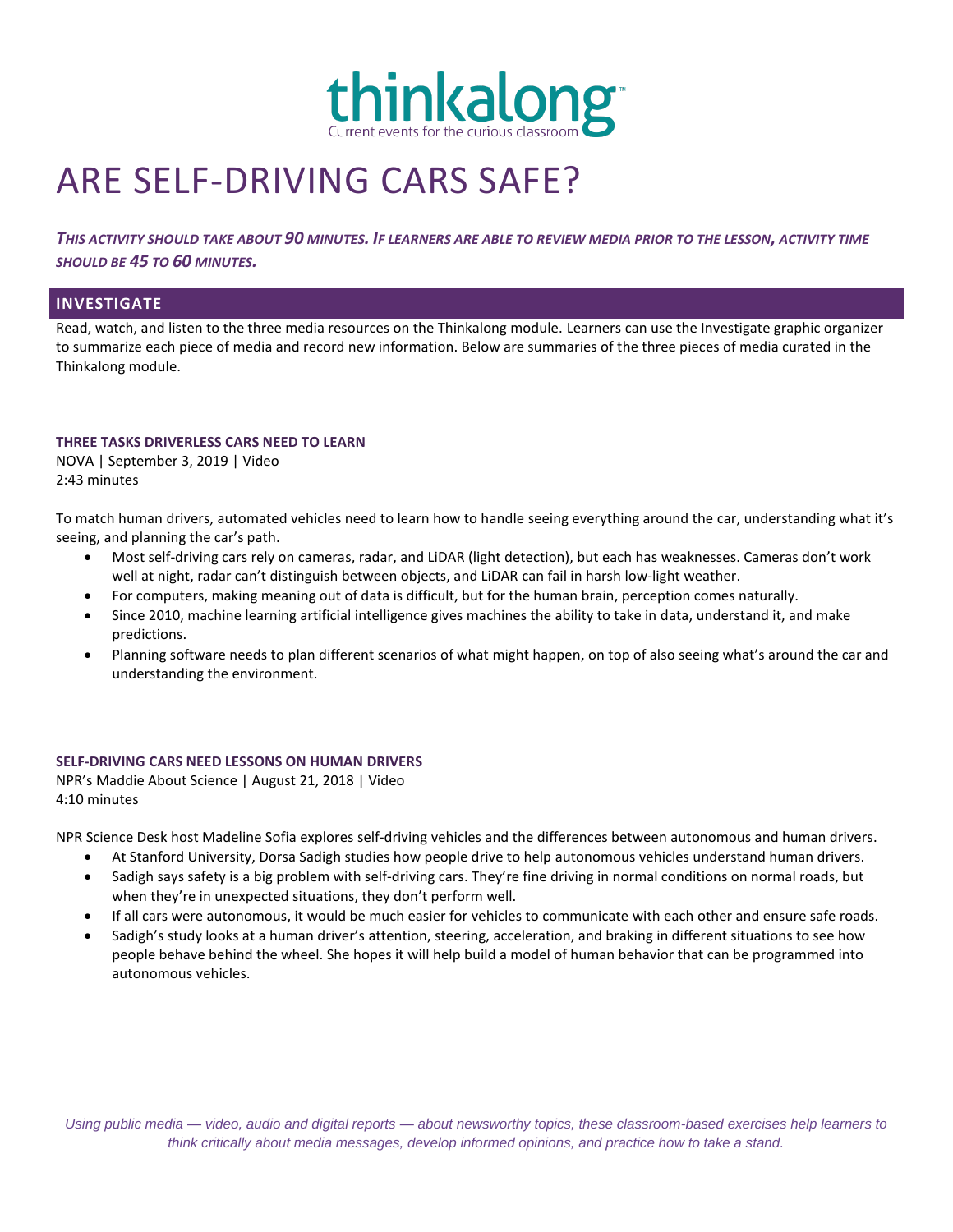thinkalong™

Current events for the curious classroom

# ARE SELF-DRIVING CARS SAFE?

***This activity should take about 90 minutes. If learners are able to review media prior to the lesson, activity time should be 45 to 60 minutes.***

## INVESTIGATE

Read, watch, and listen to the three media resources on the Thinkalong module. Learners can use the Investigate graphic organizer to summarize each piece of media and record new information. Below are summaries of the three pieces of media curated in the Thinkalong module.

### THREE TASKS DRIVERLESS CARS NEED TO LEARN

NOVA | September 3, 2019 | Video
2:43 minutes

To match human drivers, automated vehicles need to learn how to handle seeing everything around the car, understanding what it's seeing, and planning the car's path.

- Most self-driving cars rely on cameras, radar, and LiDAR (light detection), but each has weaknesses. Cameras don't work well at night, radar can't distinguish between objects, and LiDAR can fail in harsh low-light weather.
- For computers, making meaning out of data is difficult, but for the human brain, perception comes naturally.
- Since 2010, machine learning artificial intelligence gives machines the ability to take in data, understand it, and make predictions.
- Planning software needs to plan different scenarios of what might happen, on top of also seeing what's around the car and understanding the environment.

### SELF-DRIVING CARS NEED LESSONS ON HUMAN DRIVERS

NPR's Maddie About Science | August 21, 2018 | Video
4:10 minutes

NPR Science Desk host Madeline Sofia explores self-driving vehicles and the differences between autonomous and human drivers.

- At Stanford University, Dorsa Sadigh studies how people drive to help autonomous vehicles understand human drivers.
- Sadigh says safety is a big problem with self-driving cars. They're fine driving in normal conditions on normal roads, but when they're in unexpected situations, they don't perform well.
- If all cars were autonomous, it would be much easier for vehicles to communicate with each other and ensure safe roads.
- Sadigh's study looks at a human driver's attention, steering, acceleration, and braking in different situations to see how people behave behind the wheel. She hopes it will help build a model of human behavior that can be programmed into autonomous vehicles.

*Using public media — video, audio and digital reports — about newsworthy topics, these classroom-based exercises help learners to think critically about media messages, develop informed opinions, and practice how to take a stand.*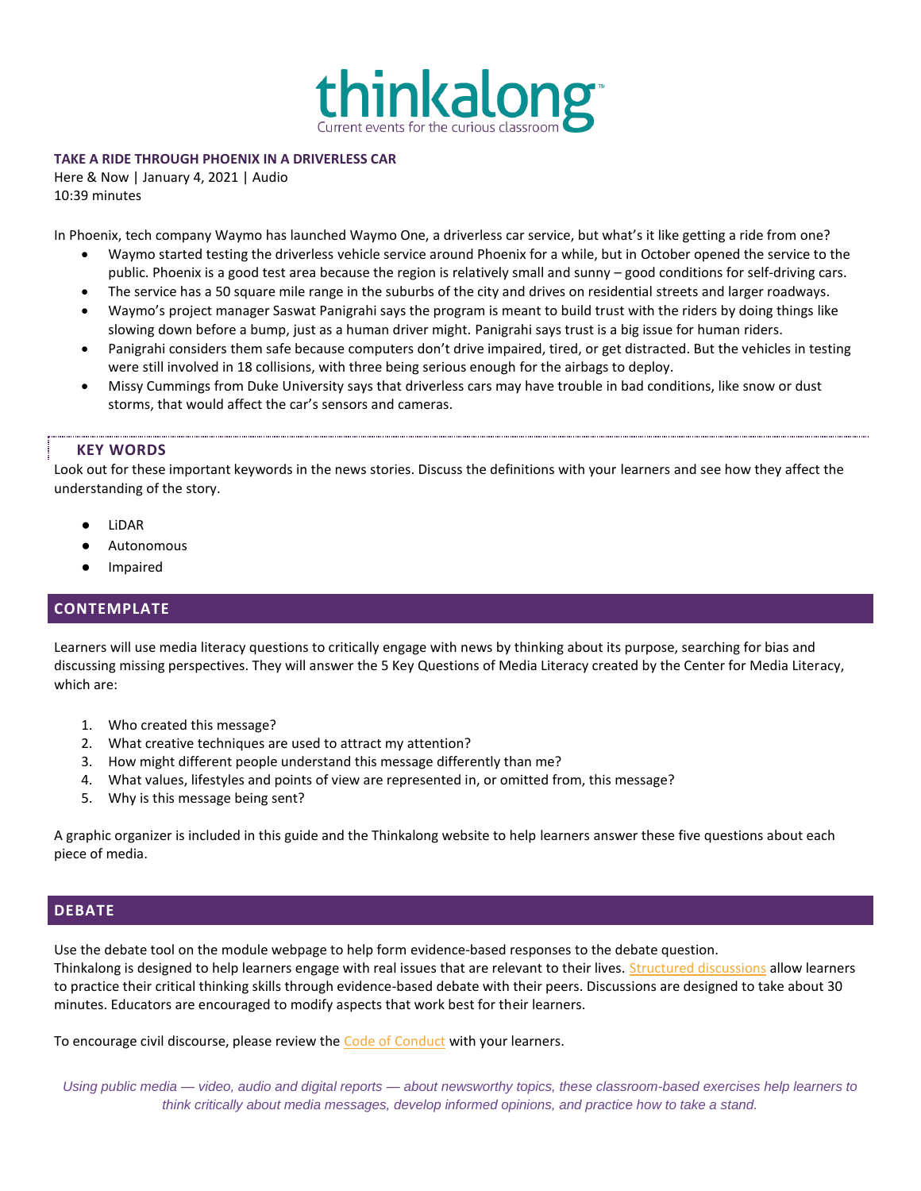# thinkalong

Current events for the curious classroom

**TAKE A RIDE THROUGH PHOENIX IN A DRIVERLESS CAR**

Here & Now | January 4, 2021 | Audio
10:39 minutes

In Phoenix, tech company Waymo has launched Waymo One, a driverless car service, but what's it like getting a ride from one?

- Waymo started testing the driverless vehicle service around Phoenix for a while, but in October opened the service to the public. Phoenix is a good test area because the region is relatively small and sunny – good conditions for self-driving cars.
- The service has a 50 square mile range in the suburbs of the city and drives on residential streets and larger roadways.
- Waymo's project manager Saswat Panigrahi says the program is meant to build trust with the riders by doing things like slowing down before a bump, just as a human driver might. Panigrahi says trust is a big issue for human riders.
- Panigrahi considers them safe because computers don't drive impaired, tired, or get distracted. But the vehicles in testing were still involved in 18 collisions, with three being serious enough for the airbags to deploy.
- Missy Cummings from Duke University says that driverless cars may have trouble in bad conditions, like snow or dust storms, that would affect the car's sensors and cameras.

## KEY WORDS

Look out for these important keywords in the news stories. Discuss the definitions with your learners and see how they affect the understanding of the story.

- LiDAR
- Autonomous
- Impaired

## CONTEMPLATE

Learners will use media literacy questions to critically engage with news by thinking about its purpose, searching for bias and discussing missing perspectives. They will answer the 5 Key Questions of Media Literacy created by the Center for Media Literacy, which are:

1. Who created this message?
2. What creative techniques are used to attract my attention?
3. How might different people understand this message differently than me?
4. What values, lifestyles and points of view are represented in, or omitted from, this message?
5. Why is this message being sent?

A graphic organizer is included in this guide and the Thinkalong website to help learners answer these five questions about each piece of media.

## DEBATE

Use the debate tool on the module webpage to help form evidence-based responses to the debate question.
Thinkalong is designed to help learners engage with real issues that are relevant to their lives. Structured discussions allow learners to practice their critical thinking skills through evidence-based debate with their peers. Discussions are designed to take about 30 minutes. Educators are encouraged to modify aspects that work best for their learners.

To encourage civil discourse, please review the Code of Conduct with your learners.

*Using public media — video, audio and digital reports — about newsworthy topics, these classroom-based exercises help learners to think critically about media messages, develop informed opinions, and practice how to take a stand.*